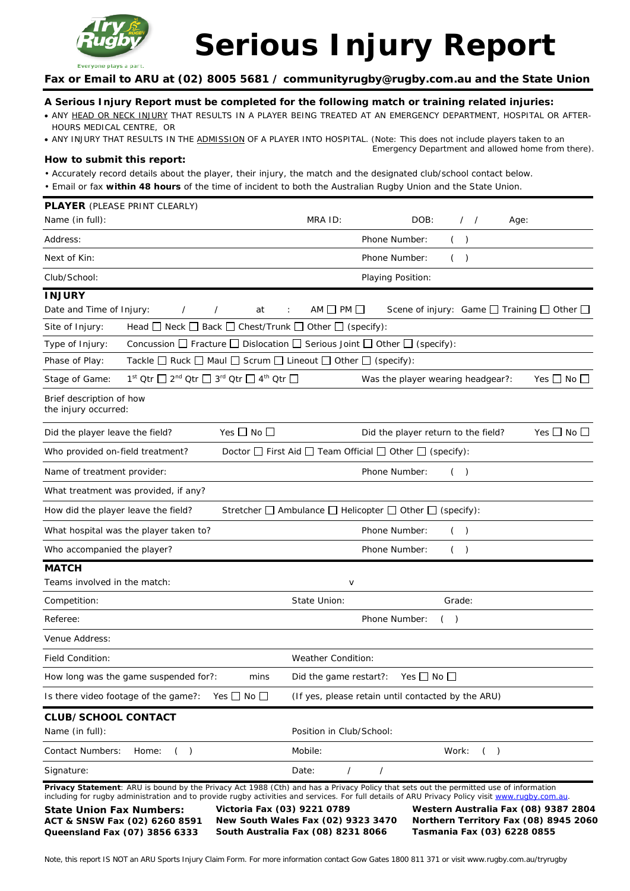Try Rugby
Everyone plays a part.

# Serious Injury Report

**Fax or Email to ARU at (02) 8005 5681 / communityrugby@rugby.com.au and the State Union**

### A Serious Injury Report must be completed for the following match or training related injuries:

- ANY HEAD OR NECK INJURY THAT RESULTS IN A PLAYER BEING TREATED AT AN EMERGENCY DEPARTMENT, HOSPITAL OR AFTER-HOURS MEDICAL CENTRE, OR
- ANY INJURY THAT RESULTS IN THE ADMISSION OF A PLAYER INTO HOSPITAL. (Note: This does not include players taken to an Emergency Department and allowed home from there).

### How to submit this report:

- Accurately record details about the player, their injury, the match and the designated club/school contact below.
- Email or fax **within 48 hours** of the time of incident to both the Australian Rugby Union and the State Union.

## PLAYER (PLEASE PRINT CLEARLY)

| | | | |
|---|---|---|---|
| Name (in full): | MRA ID: | DOB: / / | Age: |
| Address: | | Phone Number: ( ) | |
| Next of Kin: | | Phone Number: ( ) | |
| Club/School: | | Playing Position: | |

## INJURY

| | |
|---|---|
| Date and Time of Injury: / / at : AM ☐ PM ☐ | Scene of injury: Game ☐ Training ☐ Other ☐ |
| Site of Injury: | Head ☐ Neck ☐ Back ☐ Chest/Trunk ☐ Other ☐ (specify): |
| Type of Injury: | Concussion ☐ Fracture ☐ Dislocation ☐ Serious Joint ☐ Other ☐ (specify): |
| Phase of Play: | Tackle ☐ Ruck ☐ Maul ☐ Scrum ☐ Lineout ☐ Other ☐ (specify): |
| Stage of Game: 1st Qtr ☐ 2nd Qtr ☐ 3rd Qtr ☐ 4th Qtr ☐ | Was the player wearing headgear?: Yes ☐ No ☐ |
| Brief description of how the injury occurred: | |
| Did the player leave the field? Yes ☐ No ☐ | Did the player return to the field? Yes ☐ No ☐ |
| Who provided on-field treatment? | Doctor ☐ First Aid ☐ Team Official ☐ Other ☐ (specify): |
| Name of treatment provider: | Phone Number: ( ) |
| What treatment was provided, if any? | |
| How did the player leave the field? | Stretcher ☐ Ambulance ☐ Helicopter ☐ Other ☐ (specify): |
| What hospital was the player taken to? | Phone Number: ( ) |
| Who accompanied the player? | Phone Number: ( ) |

## MATCH

| | | |
|---|---|---|
| Teams involved in the match: | v | |
| Competition: | State Union: | Grade: |
| Referee: | Phone Number: ( ) | |
| Venue Address: | | |
| Field Condition: | Weather Condition: | |
| How long was the game suspended for?: mins | Did the game restart?: Yes ☐ No ☐ | |
| Is there video footage of the game?: Yes ☐ No ☐ | (If yes, please retain until contacted by the ARU) | |

## CLUB/SCHOOL CONTACT

| | | |
|---|---|---|
| Name (in full): | Position in Club/School: | |
| Contact Numbers: Home: ( ) | Mobile: | Work: ( ) |
| Signature: | Date: / / | |

**Privacy Statement**: ARU is bound by the Privacy Act 1988 (Cth) and has a Privacy Policy that sets out the permitted use of information including for rugby administration and to provide rugby activities and services. For full details of ARU Privacy Policy visit www.rugby.com.au.

**State Union Fax Numbers:**
**ACT & SNSW Fax (02) 6260 8591**
**Queensland Fax (07) 3856 6333**
**Victoria Fax (03) 9221 0789**
**New South Wales Fax (02) 9323 3470**
**South Australia Fax (08) 8231 8066**
**Western Australia Fax (08) 9387 2804**
**Northern Territory Fax (08) 8945 2060**
**Tasmania Fax (03) 6228 0855**

Note, this report IS NOT an ARU Sports Injury Claim Form. For more information contact Gow Gates 1800 811 371 or visit www.rugby.com.au/tryrugby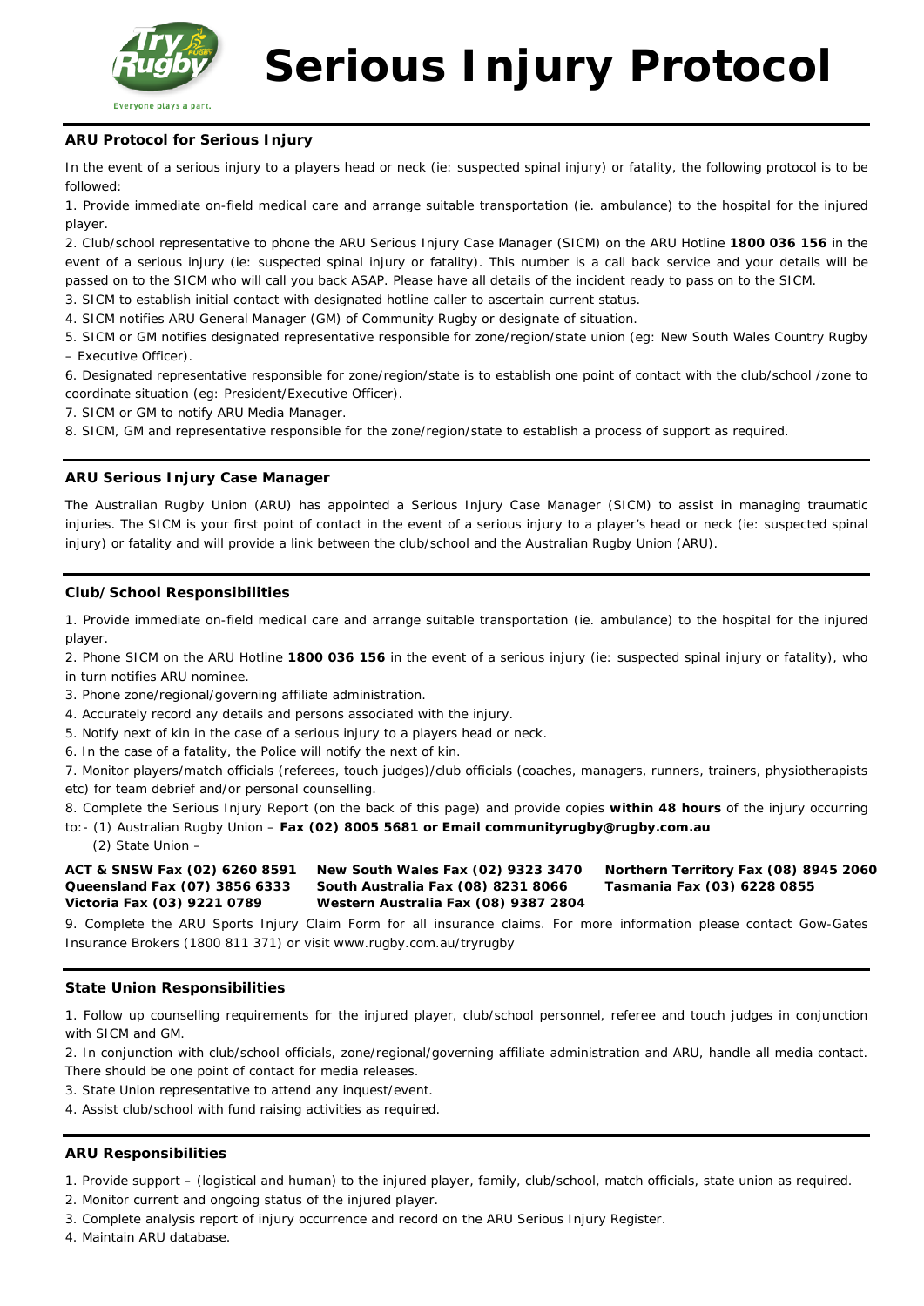# Serious Injury Protocol

## ARU Protocol for Serious Injury

In the event of a serious injury to a players head or neck (ie: suspected spinal injury) or fatality, the following protocol is to be followed:

1. Provide immediate on-field medical care and arrange suitable transportation (ie. ambulance) to the hospital for the injured player.
2. Club/school representative to phone the ARU Serious Injury Case Manager (SICM) on the ARU Hotline **1800 036 156** in the event of a serious injury (ie: suspected spinal injury or fatality). This number is a call back service and your details will be passed on to the SICM who will call you back ASAP. Please have all details of the incident ready to pass on to the SICM.
3. SICM to establish initial contact with designated hotline caller to ascertain current status.
4. SICM notifies ARU General Manager (GM) of Community Rugby or designate of situation.
5. SICM or GM notifies designated representative responsible for zone/region/state union (eg: New South Wales Country Rugby – Executive Officer).
6. Designated representative responsible for zone/region/state is to establish one point of contact with the club/school /zone to coordinate situation (eg: President/Executive Officer).
7. SICM or GM to notify ARU Media Manager.
8. SICM, GM and representative responsible for the zone/region/state to establish a process of support as required.

## ARU Serious Injury Case Manager

The Australian Rugby Union (ARU) has appointed a Serious Injury Case Manager (SICM) to assist in managing traumatic injuries. The SICM is your first point of contact in the event of a serious injury to a player's head or neck (ie: suspected spinal injury) or fatality and will provide a link between the club/school and the Australian Rugby Union (ARU).

## Club/School Responsibilities

1. Provide immediate on-field medical care and arrange suitable transportation (ie. ambulance) to the hospital for the injured player.
2. Phone SICM on the ARU Hotline **1800 036 156** in the event of a serious injury (ie: suspected spinal injury or fatality), who in turn notifies ARU nominee.
3. Phone zone/regional/governing affiliate administration.
4. Accurately record any details and persons associated with the injury.
5. Notify next of kin in the case of a serious injury to a players head or neck.
6. In the case of a fatality, the Police will notify the next of kin.
7. Monitor players/match officials (referees, touch judges)/club officials (coaches, managers, runners, trainers, physiotherapists etc) for team debrief and/or personal counselling.
8. Complete the Serious Injury Report (on the back of this page) and provide copies **within 48 hours** of the injury occurring to:- (1) Australian Rugby Union – **Fax (02) 8005 5681 or Email communityrugby@rugby.com.au**
   (2) State Union –

**ACT & SNSW Fax (02) 6260 8591**
**Queensland Fax (07) 3856 6333**
**Victoria Fax (03) 9221 0789**
**New South Wales Fax (02) 9323 3470**
**South Australia Fax (08) 8231 8066**
**Western Australia Fax (08) 9387 2804**
**Northern Territory Fax (08) 8945 2060**
**Tasmania Fax (03) 6228 0855**

9. Complete the ARU Sports Injury Claim Form for all insurance claims. For more information please contact Gow-Gates Insurance Brokers (1800 811 371) or visit www.rugby.com.au/tryrugby

## State Union Responsibilities

1. Follow up counselling requirements for the injured player, club/school personnel, referee and touch judges in conjunction with SICM and GM.
2. In conjunction with club/school officials, zone/regional/governing affiliate administration and ARU, handle all media contact. There should be one point of contact for media releases.
3. State Union representative to attend any inquest/event.
4. Assist club/school with fund raising activities as required.

## ARU Responsibilities

1. Provide support – (logistical and human) to the injured player, family, club/school, match officials, state union as required.
2. Monitor current and ongoing status of the injured player.
3. Complete analysis report of injury occurrence and record on the ARU Serious Injury Register.
4. Maintain ARU database.